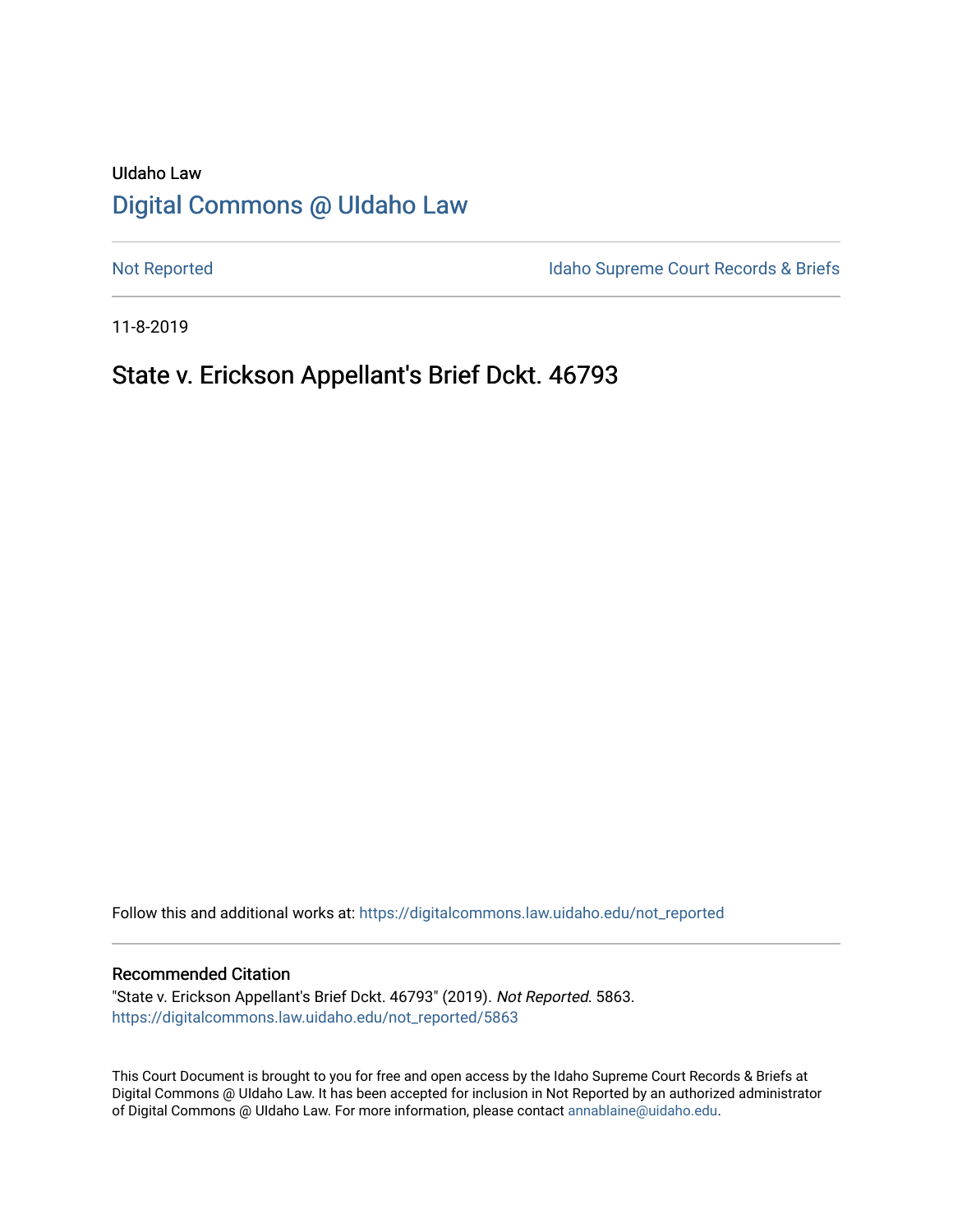UIdaho Law

# [Digital Commons @ UIdaho Law](https://digitalcommons.law.uidaho.edu)

[Not Reported](https://digitalcommons.law.uidaho.edu/not_reported) [Idaho Supreme Court Records & Briefs](https://digitalcommons.law.uidaho.edu/isc_records_briefs)

11-8-2019

## State v. Erickson Appellant's Brief Dckt. 46793

Follow this and additional works at: https://digitalcommons.law.uidaho.edu/not_reported

### Recommended Citation

"State v. Erickson Appellant's Brief Dckt. 46793" (2019). *Not Reported.* 5863.
https://digitalcommons.law.uidaho.edu/not_reported/5863

This Court Document is brought to you for free and open access by the Idaho Supreme Court Records & Briefs at Digital Commons @ UIdaho Law. It has been accepted for inclusion in Not Reported by an authorized administrator of Digital Commons @ UIdaho Law. For more information, please contact annablaine@uidaho.edu.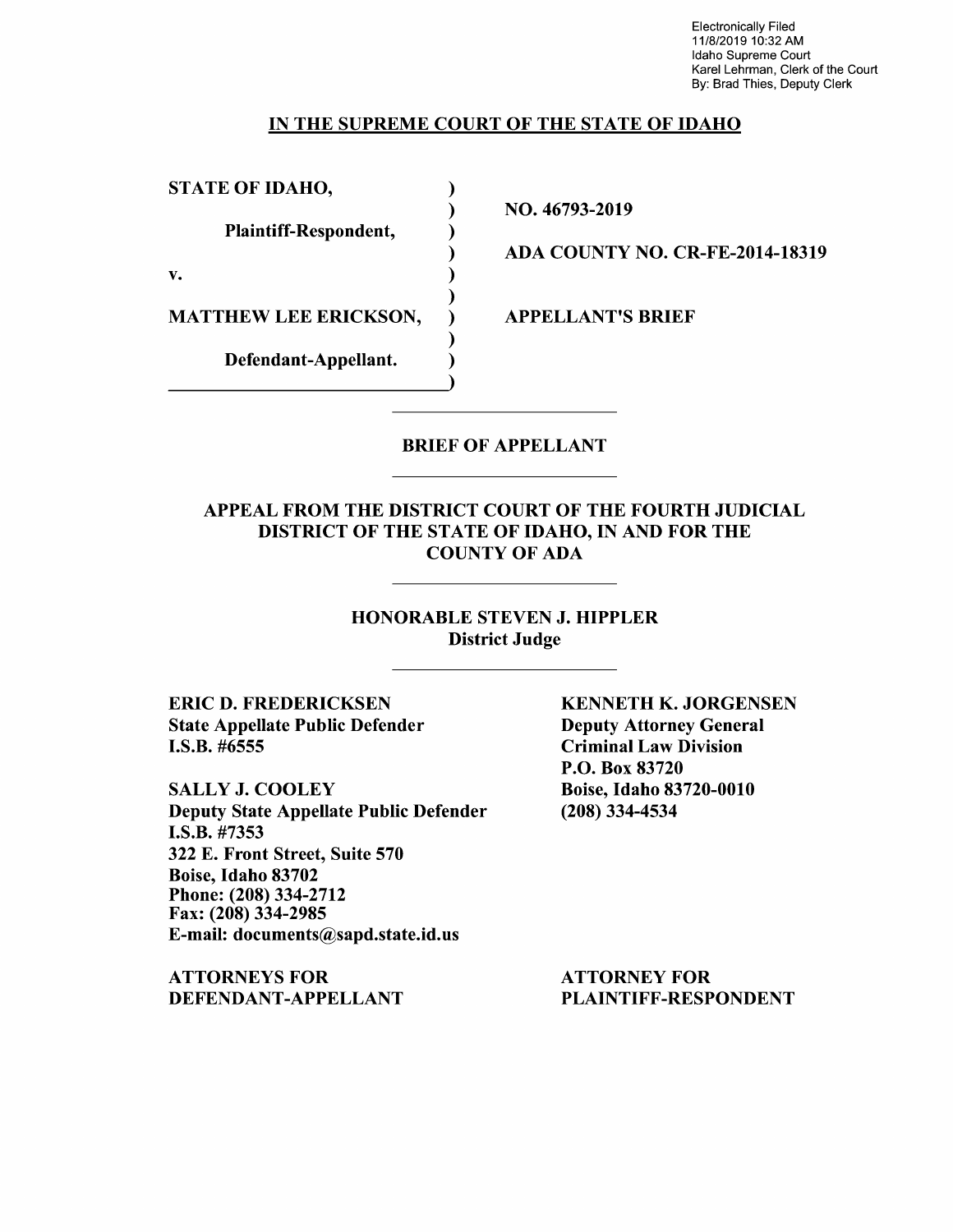Electronically Filed
11/8/2019 10:32 AM
Idaho Supreme Court
Karel Lehrman, Clerk of the Court
By: Brad Thies, Deputy Clerk

## IN THE SUPREME COURT OF THE STATE OF IDAHO

| | |
|---|---|
| **STATE OF IDAHO,** | **NO. 46793-2019** |
| **Plaintiff-Respondent,** | **ADA COUNTY NO. CR-FE-2014-18319** |
| **v.** | |
| **MATTHEW LEE ERICKSON,** | **APPELLANT'S BRIEF** |
| **Defendant-Appellant.** | |

## BRIEF OF APPELLANT

## APPEAL FROM THE DISTRICT COURT OF THE FOURTH JUDICIAL DISTRICT OF THE STATE OF IDAHO, IN AND FOR THE COUNTY OF ADA

**HONORABLE STEVEN J. HIPPLER**
**District Judge**

**ERIC D. FREDERICKSEN**
**State Appellate Public Defender**
**I.S.B. #6555**

**SALLY J. COOLEY**
**Deputy State Appellate Public Defender**
**I.S.B. #7353**
**322 E. Front Street, Suite 570**
**Boise, Idaho 83702**
**Phone: (208) 334-2712**
**Fax: (208) 334-2985**
**E-mail: documents@sapd.state.id.us**

**ATTORNEYS FOR DEFENDANT-APPELLANT**

**KENNETH K. JORGENSEN**
**Deputy Attorney General**
**Criminal Law Division**
**P.O. Box 83720**
**Boise, Idaho 83720-0010**
**(208) 334-4534**

**ATTORNEY FOR PLAINTIFF-RESPONDENT**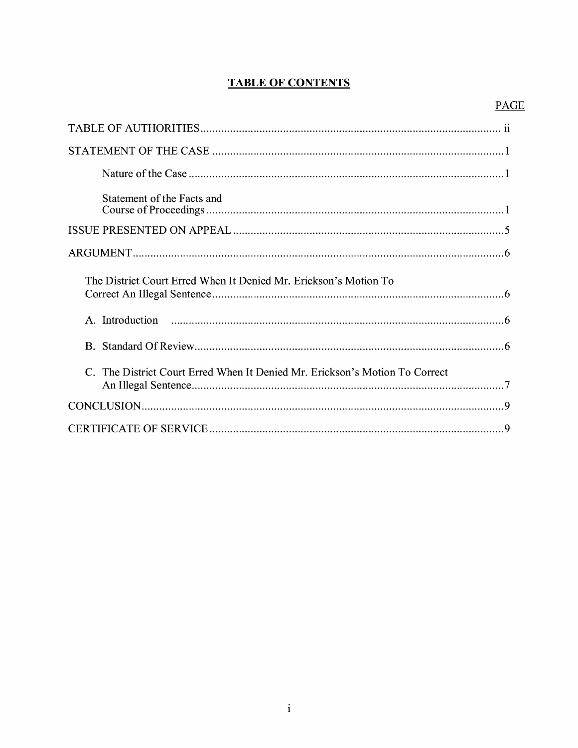## TABLE OF CONTENTS

| | PAGE |
|---|---|
| TABLE OF AUTHORITIES | ii |
| STATEMENT OF THE CASE | 1 |
| Nature of the Case | 1 |
| Statement of the Facts and Course of Proceedings | 1 |
| ISSUE PRESENTED ON APPEAL | 5 |
| ARGUMENT | 6 |
| The District Court Erred When It Denied Mr. Erickson's Motion To Correct An Illegal Sentence | 6 |
| A. Introduction | 6 |
| B. Standard Of Review | 6 |
| C. The District Court Erred When It Denied Mr. Erickson's Motion To Correct An Illegal Sentence | 7 |
| CONCLUSION | 9 |
| CERTIFICATE OF SERVICE | 9 |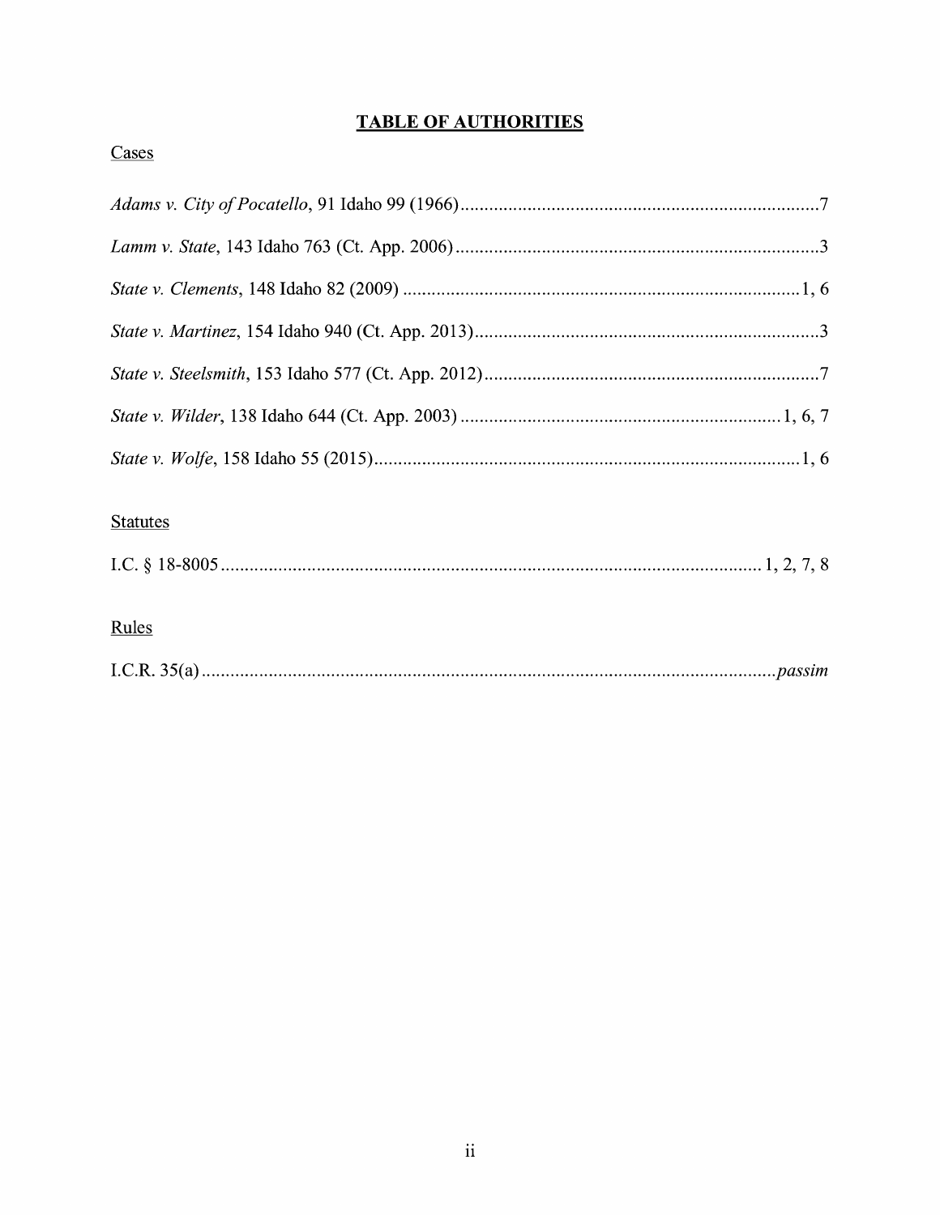# TABLE OF AUTHORITIES

## Cases

*Adams v. City of Pocatello*, 91 Idaho 99 (1966) .......... 7

*Lamm v. State*, 143 Idaho 763 (Ct. App. 2006) .......... 3

*State v. Clements*, 148 Idaho 82 (2009) .......... 1, 6

*State v. Martinez*, 154 Idaho 940 (Ct. App. 2013) .......... 3

*State v. Steelsmith*, 153 Idaho 577 (Ct. App. 2012) .......... 7

*State v. Wilder*, 138 Idaho 644 (Ct. App. 2003) .......... 1, 6, 7

*State v. Wolfe*, 158 Idaho 55 (2015) .......... 1, 6

## Statutes

I.C. § 18-8005 .......... 1, 2, 7, 8

## Rules

I.C.R. 35(a) .......... *passim*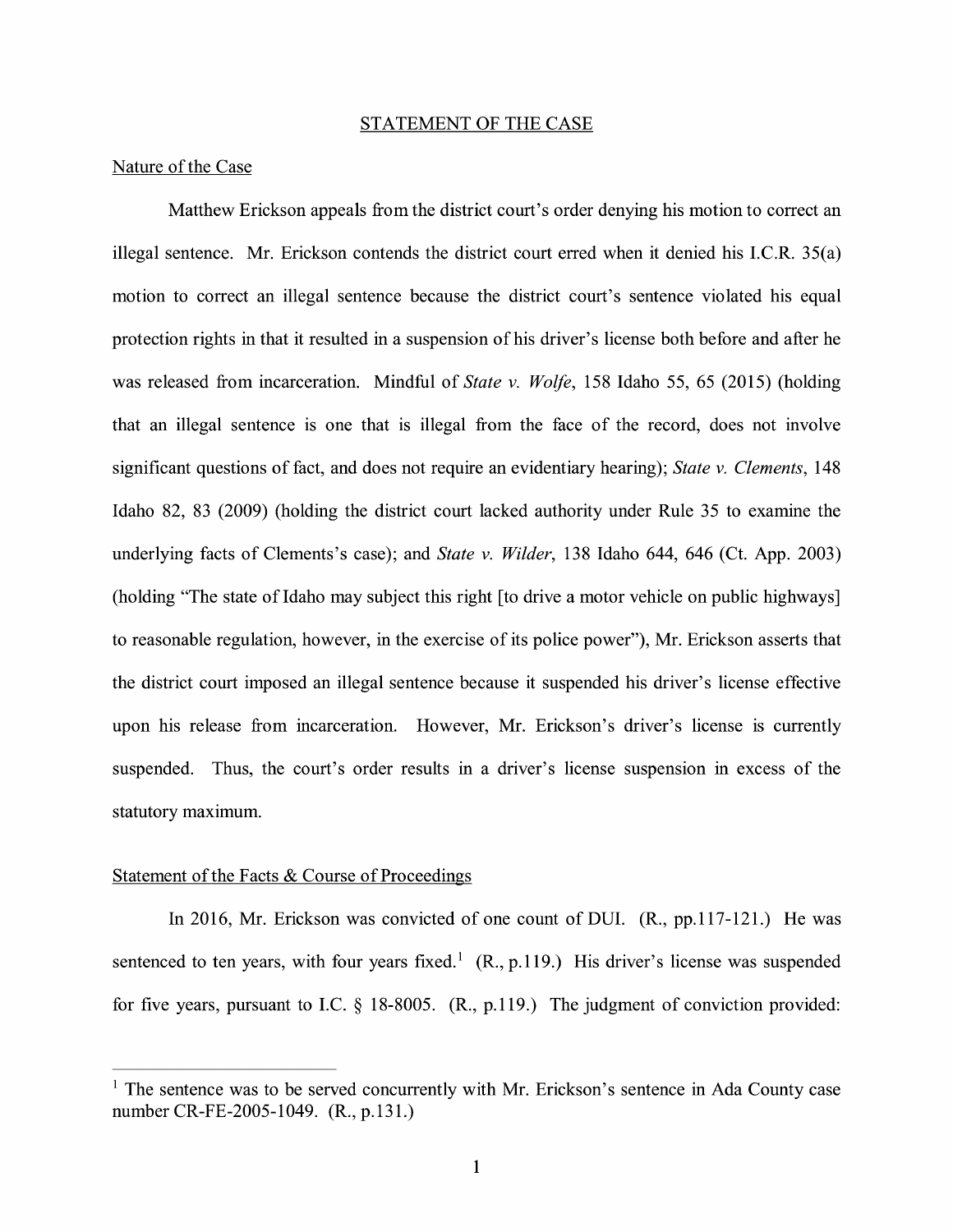## STATEMENT OF THE CASE

### Nature of the Case

Matthew Erickson appeals from the district court's order denying his motion to correct an illegal sentence. Mr. Erickson contends the district court erred when it denied his I.C.R. 35(a) motion to correct an illegal sentence because the district court's sentence violated his equal protection rights in that it resulted in a suspension of his driver's license both before and after he was released from incarceration. Mindful of *State v. Wolfe*, 158 Idaho 55, 65 (2015) (holding that an illegal sentence is one that is illegal from the face of the record, does not involve significant questions of fact, and does not require an evidentiary hearing); *State v. Clements*, 148 Idaho 82, 83 (2009) (holding the district court lacked authority under Rule 35 to examine the underlying facts of Clements's case); and *State v. Wilder*, 138 Idaho 644, 646 (Ct. App. 2003) (holding "The state of Idaho may subject this right [to drive a motor vehicle on public highways] to reasonable regulation, however, in the exercise of its police power"), Mr. Erickson asserts that the district court imposed an illegal sentence because it suspended his driver's license effective upon his release from incarceration. However, Mr. Erickson's driver's license is currently suspended. Thus, the court's order results in a driver's license suspension in excess of the statutory maximum.

### Statement of the Facts & Course of Proceedings

In 2016, Mr. Erickson was convicted of one count of DUI. (R., pp.117-121.) He was sentenced to ten years, with four years fixed.[1] (R., p.119.) His driver's license was suspended for five years, pursuant to I.C. § 18-8005. (R., p.119.) The judgment of conviction provided:

[1] The sentence was to be served concurrently with Mr. Erickson's sentence in Ada County case number CR-FE-2005-1049. (R., p.131.)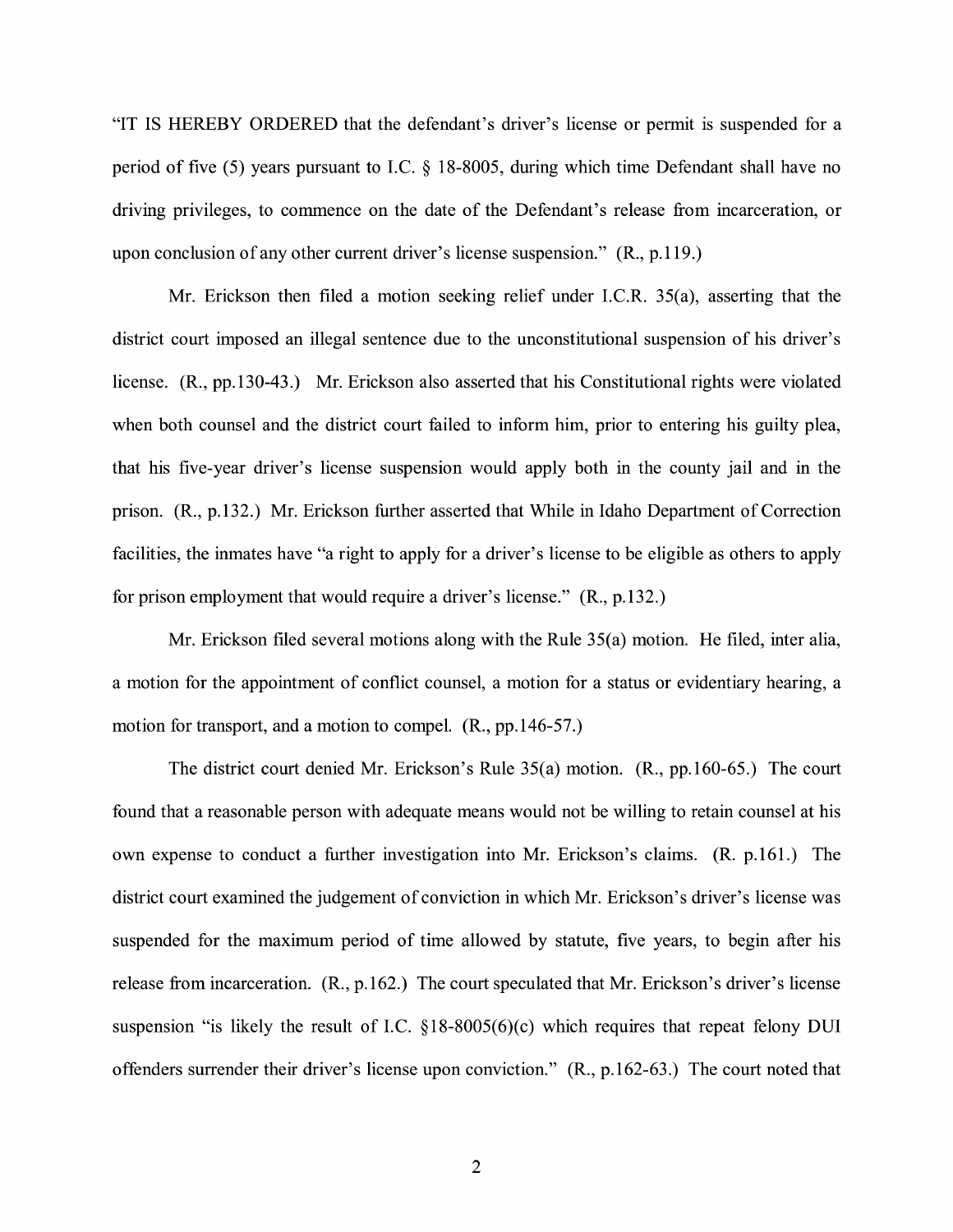"IT IS HEREBY ORDERED that the defendant's driver's license or permit is suspended for a period of five (5) years pursuant to I.C. § 18-8005, during which time Defendant shall have no driving privileges, to commence on the date of the Defendant's release from incarceration, or upon conclusion of any other current driver's license suspension." (R., p.119.)

Mr. Erickson then filed a motion seeking relief under I.C.R. 35(a), asserting that the district court imposed an illegal sentence due to the unconstitutional suspension of his driver's license. (R., pp.130-43.) Mr. Erickson also asserted that his Constitutional rights were violated when both counsel and the district court failed to inform him, prior to entering his guilty plea, that his five-year driver's license suspension would apply both in the county jail and in the prison. (R., p.132.) Mr. Erickson further asserted that While in Idaho Department of Correction facilities, the inmates have "a right to apply for a driver's license to be eligible as others to apply for prison employment that would require a driver's license." (R., p.132.)

Mr. Erickson filed several motions along with the Rule 35(a) motion. He filed, inter alia, a motion for the appointment of conflict counsel, a motion for a status or evidentiary hearing, a motion for transport, and a motion to compel. (R., pp.146-57.)

The district court denied Mr. Erickson's Rule 35(a) motion. (R., pp.160-65.) The court found that a reasonable person with adequate means would not be willing to retain counsel at his own expense to conduct a further investigation into Mr. Erickson's claims. (R. p.161.) The district court examined the judgement of conviction in which Mr. Erickson's driver's license was suspended for the maximum period of time allowed by statute, five years, to begin after his release from incarceration. (R., p.162.) The court speculated that Mr. Erickson's driver's license suspension "is likely the result of I.C. §18-8005(6)(c) which requires that repeat felony DUI offenders surrender their driver's license upon conviction." (R., p.162-63.) The court noted that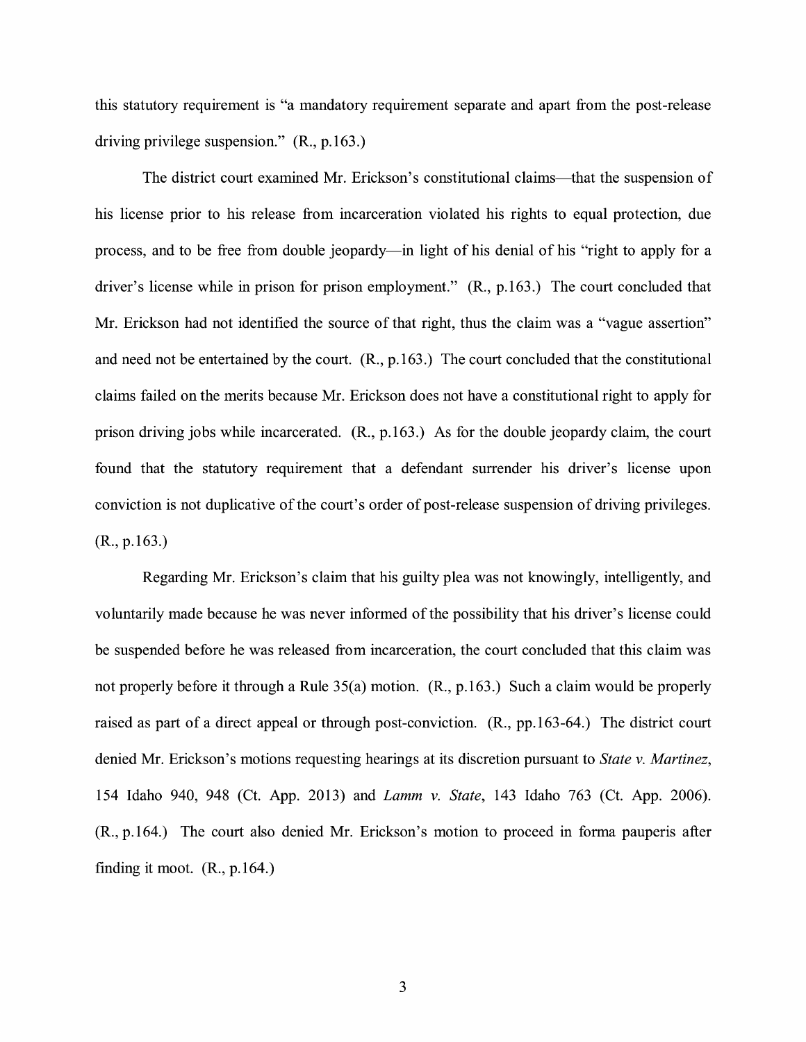this statutory requirement is "a mandatory requirement separate and apart from the post-release driving privilege suspension." (R., p.163.)

The district court examined Mr. Erickson's constitutional claims—that the suspension of his license prior to his release from incarceration violated his rights to equal protection, due process, and to be free from double jeopardy—in light of his denial of his "right to apply for a driver's license while in prison for prison employment." (R., p.163.) The court concluded that Mr. Erickson had not identified the source of that right, thus the claim was a "vague assertion" and need not be entertained by the court. (R., p.163.) The court concluded that the constitutional claims failed on the merits because Mr. Erickson does not have a constitutional right to apply for prison driving jobs while incarcerated. (R., p.163.) As for the double jeopardy claim, the court found that the statutory requirement that a defendant surrender his driver's license upon conviction is not duplicative of the court's order of post-release suspension of driving privileges. (R., p.163.)

Regarding Mr. Erickson's claim that his guilty plea was not knowingly, intelligently, and voluntarily made because he was never informed of the possibility that his driver's license could be suspended before he was released from incarceration, the court concluded that this claim was not properly before it through a Rule 35(a) motion. (R., p.163.) Such a claim would be properly raised as part of a direct appeal or through post-conviction. (R., pp.163-64.) The district court denied Mr. Erickson's motions requesting hearings at its discretion pursuant to *State v. Martinez*, 154 Idaho 940, 948 (Ct. App. 2013) and *Lamm v. State*, 143 Idaho 763 (Ct. App. 2006). (R., p.164.) The court also denied Mr. Erickson's motion to proceed in forma pauperis after finding it moot. (R., p.164.)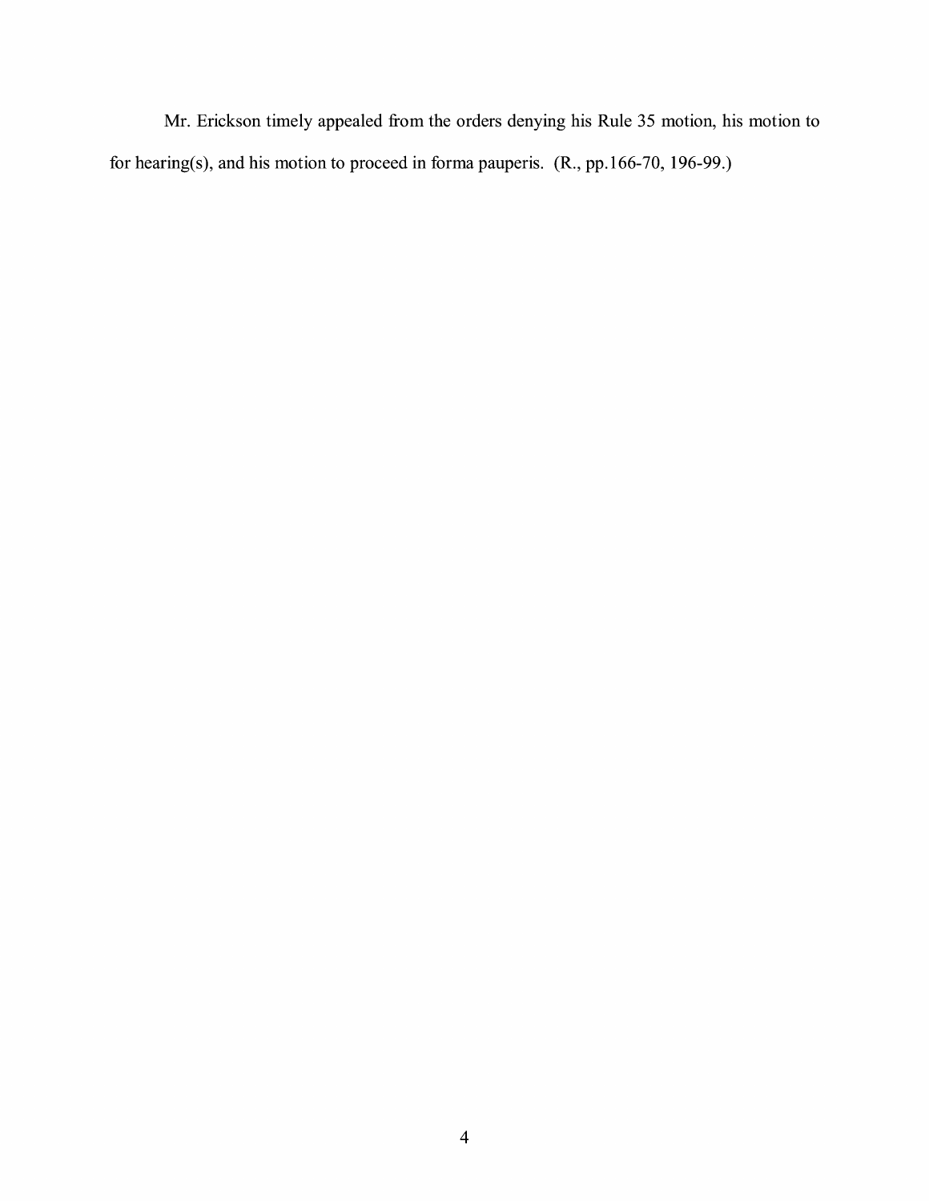Mr. Erickson timely appealed from the orders denying his Rule 35 motion, his motion to for hearing(s), and his motion to proceed in forma pauperis. (R., pp.166-70, 196-99.)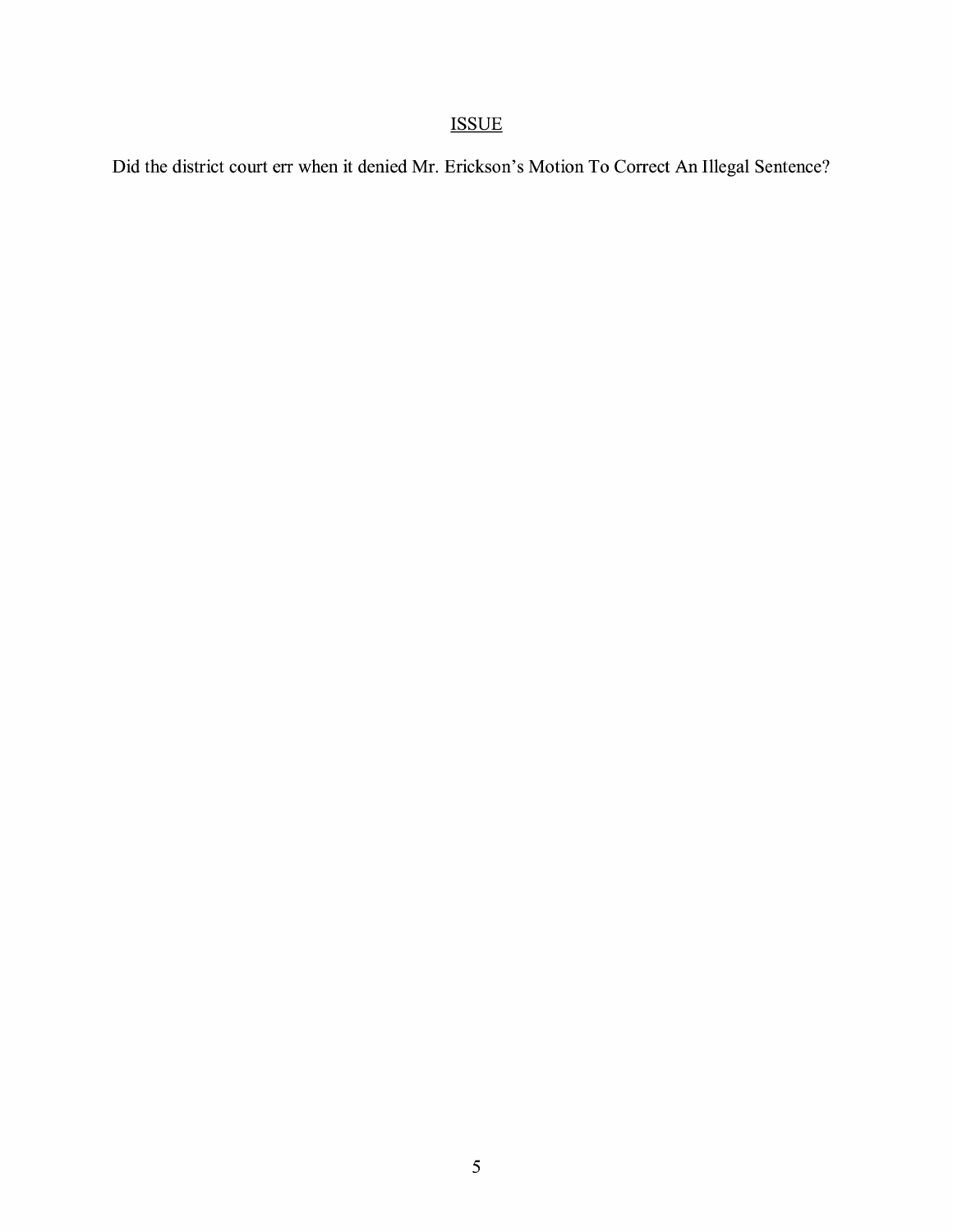## ISSUE

Did the district court err when it denied Mr. Erickson's Motion To Correct An Illegal Sentence?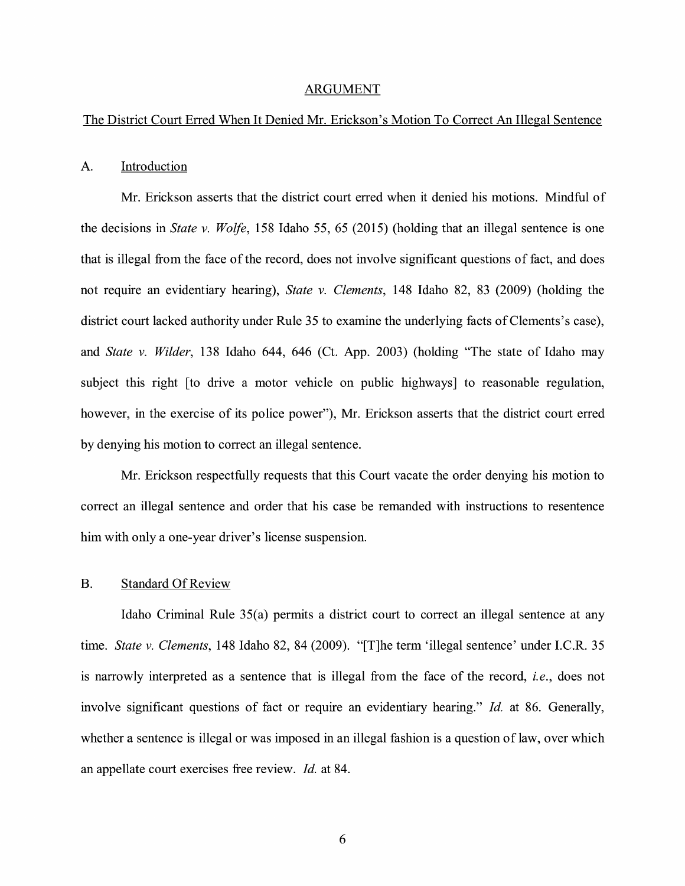## ARGUMENT

## The District Court Erred When It Denied Mr. Erickson's Motion To Correct An Illegal Sentence

### A. Introduction

Mr. Erickson asserts that the district court erred when it denied his motions. Mindful of the decisions in *State v. Wolfe*, 158 Idaho 55, 65 (2015) (holding that an illegal sentence is one that is illegal from the face of the record, does not involve significant questions of fact, and does not require an evidentiary hearing), *State v. Clements*, 148 Idaho 82, 83 (2009) (holding the district court lacked authority under Rule 35 to examine the underlying facts of Clements's case), and *State v. Wilder*, 138 Idaho 644, 646 (Ct. App. 2003) (holding "The state of Idaho may subject this right [to drive a motor vehicle on public highways] to reasonable regulation, however, in the exercise of its police power"), Mr. Erickson asserts that the district court erred by denying his motion to correct an illegal sentence.

Mr. Erickson respectfully requests that this Court vacate the order denying his motion to correct an illegal sentence and order that his case be remanded with instructions to resentence him with only a one-year driver's license suspension.

### B. Standard Of Review

Idaho Criminal Rule 35(a) permits a district court to correct an illegal sentence at any time. *State v. Clements*, 148 Idaho 82, 84 (2009). "[T]he term 'illegal sentence' under I.C.R. 35 is narrowly interpreted as a sentence that is illegal from the face of the record, *i.e.*, does not involve significant questions of fact or require an evidentiary hearing." *Id.* at 86. Generally, whether a sentence is illegal or was imposed in an illegal fashion is a question of law, over which an appellate court exercises free review. *Id.* at 84.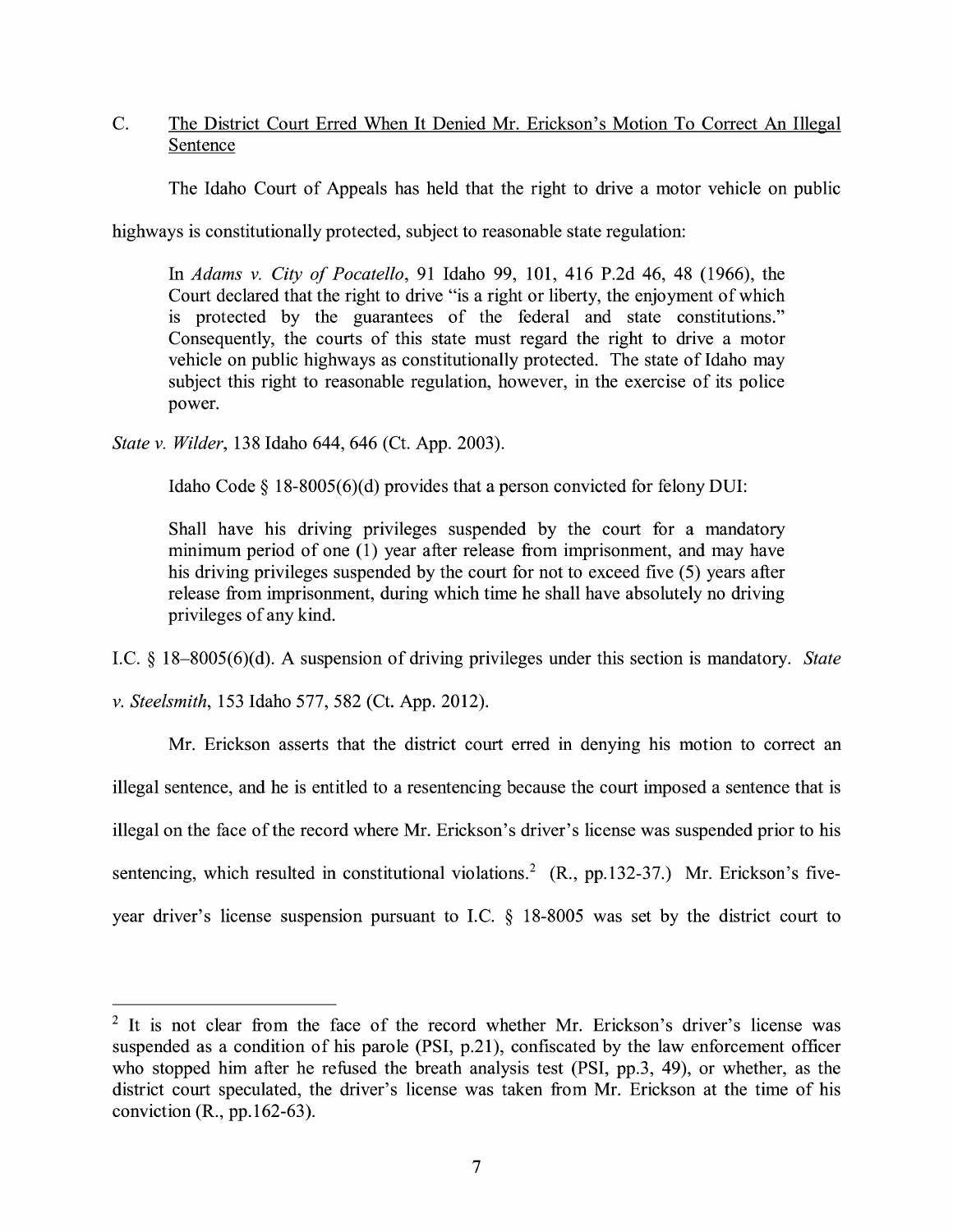### C. <u>The District Court Erred When It Denied Mr. Erickson's Motion To Correct An Illegal Sentence</u>

The Idaho Court of Appeals has held that the right to drive a motor vehicle on public highways is constitutionally protected, subject to reasonable state regulation:

> In *Adams v. City of Pocatello*, 91 Idaho 99, 101, 416 P.2d 46, 48 (1966), the Court declared that the right to drive "is a right or liberty, the enjoyment of which is protected by the guarantees of the federal and state constitutions." Consequently, the courts of this state must regard the right to drive a motor vehicle on public highways as constitutionally protected. The state of Idaho may subject this right to reasonable regulation, however, in the exercise of its police power.

*State v. Wilder*, 138 Idaho 644, 646 (Ct. App. 2003).

Idaho Code § 18-8005(6)(d) provides that a person convicted for felony DUI:

> Shall have his driving privileges suspended by the court for a mandatory minimum period of one (1) year after release from imprisonment, and may have his driving privileges suspended by the court for not to exceed five (5) years after release from imprisonment, during which time he shall have absolutely no driving privileges of any kind.

I.C. § 18–8005(6)(d). A suspension of driving privileges under this section is mandatory. *State v. Steelsmith*, 153 Idaho 577, 582 (Ct. App. 2012).

Mr. Erickson asserts that the district court erred in denying his motion to correct an illegal sentence, and he is entitled to a resentencing because the court imposed a sentence that is illegal on the face of the record where Mr. Erickson's driver's license was suspended prior to his sentencing, which resulted in constitutional violations.[2] (R., pp.132-37.) Mr. Erickson's five-year driver's license suspension pursuant to I.C. § 18-8005 was set by the district court to

---

[2] It is not clear from the face of the record whether Mr. Erickson's driver's license was suspended as a condition of his parole (PSI, p.21), confiscated by the law enforcement officer who stopped him after he refused the breath analysis test (PSI, pp.3, 49), or whether, as the district court speculated, the driver's license was taken from Mr. Erickson at the time of his conviction (R., pp.162-63).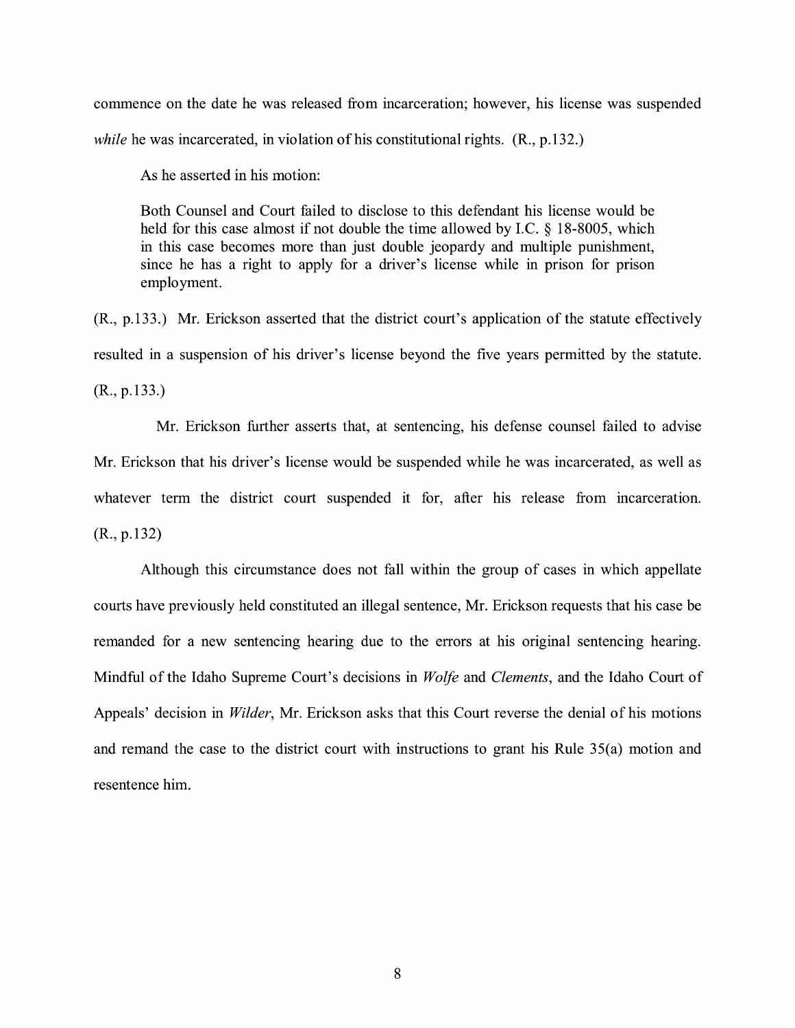commence on the date he was released from incarceration; however, his license was suspended *while* he was incarcerated, in violation of his constitutional rights. (R., p.132.)

As he asserted in his motion:

> Both Counsel and Court failed to disclose to this defendant his license would be held for this case almost if not double the time allowed by I.C. § 18-8005, which in this case becomes more than just double jeopardy and multiple punishment, since he has a right to apply for a driver's license while in prison for prison employment.

(R., p.133.) Mr. Erickson asserted that the district court's application of the statute effectively resulted in a suspension of his driver's license beyond the five years permitted by the statute. (R., p.133.)

Mr. Erickson further asserts that, at sentencing, his defense counsel failed to advise Mr. Erickson that his driver's license would be suspended while he was incarcerated, as well as whatever term the district court suspended it for, after his release from incarceration. (R., p.132)

Although this circumstance does not fall within the group of cases in which appellate courts have previously held constituted an illegal sentence, Mr. Erickson requests that his case be remanded for a new sentencing hearing due to the errors at his original sentencing hearing. Mindful of the Idaho Supreme Court's decisions in *Wolfe* and *Clements*, and the Idaho Court of Appeals' decision in *Wilder*, Mr. Erickson asks that this Court reverse the denial of his motions and remand the case to the district court with instructions to grant his Rule 35(a) motion and resentence him.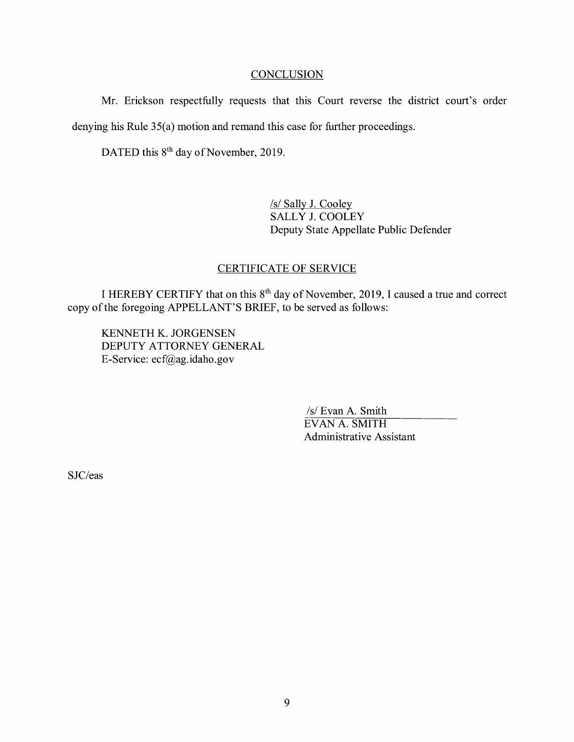## CONCLUSION

Mr. Erickson respectfully requests that this Court reverse the district court's order denying his Rule 35(a) motion and remand this case for further proceedings.

DATED this 8th day of November, 2019.

/s/ Sally J. Cooley
SALLY J. COOLEY
Deputy State Appellate Public Defender

## CERTIFICATE OF SERVICE

I HEREBY CERTIFY that on this 8th day of November, 2019, I caused a true and correct copy of the foregoing APPELLANT'S BRIEF, to be served as follows:

KENNETH K. JORGENSEN
DEPUTY ATTORNEY GENERAL
E-Service: ecf@ag.idaho.gov

/s/ Evan A. Smith
EVAN A. SMITH
Administrative Assistant

SJC/eas